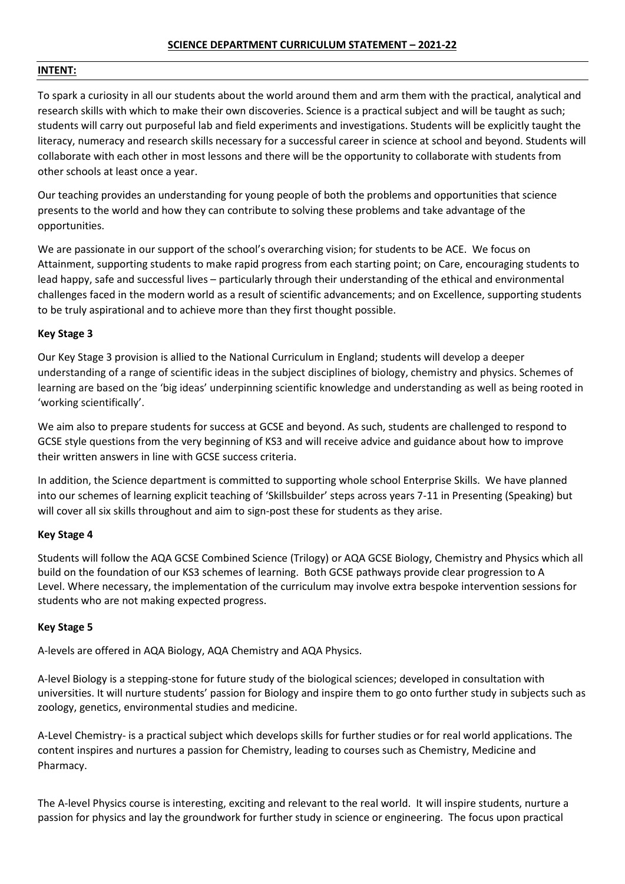# SCIENCE DEPARTMENT CURRICULUM STATEMENT – 2021-22

## INTENT:

To spark a curiosity in all our students about the world around them and arm them with the practical, analytical and research skills with which to make their own discoveries. Science is a practical subject and will be taught as such; students will carry out purposeful lab and field experiments and investigations. Students will be explicitly taught the literacy, numeracy and research skills necessary for a successful career in science at school and beyond. Students will collaborate with each other in most lessons and there will be the opportunity to collaborate with students from other schools at least once a year.

Our teaching provides an understanding for young people of both the problems and opportunities that science presents to the world and how they can contribute to solving these problems and take advantage of the opportunities.

We are passionate in our support of the school's overarching vision; for students to be ACE. We focus on Attainment, supporting students to make rapid progress from each starting point; on Care, encouraging students to lead happy, safe and successful lives – particularly through their understanding of the ethical and environmental challenges faced in the modern world as a result of scientific advancements; and on Excellence, supporting students to be truly aspirational and to achieve more than they first thought possible.

### Key Stage 3

Our Key Stage 3 provision is allied to the National Curriculum in England; students will develop a deeper understanding of a range of scientific ideas in the subject disciplines of biology, chemistry and physics. Schemes of learning are based on the 'big ideas' underpinning scientific knowledge and understanding as well as being rooted in 'working scientifically'.

We aim also to prepare students for success at GCSE and beyond. As such, students are challenged to respond to GCSE style questions from the very beginning of KS3 and will receive advice and guidance about how to improve their written answers in line with GCSE success criteria.

In addition, the Science department is committed to supporting whole school Enterprise Skills. We have planned into our schemes of learning explicit teaching of 'Skillsbuilder' steps across years 7-11 in Presenting (Speaking) but will cover all six skills throughout and aim to sign-post these for students as they arise.

### Key Stage 4

Students will follow the AQA GCSE Combined Science (Trilogy) or AQA GCSE Biology, Chemistry and Physics which all build on the foundation of our KS3 schemes of learning. Both GCSE pathways provide clear progression to A Level. Where necessary, the implementation of the curriculum may involve extra bespoke intervention sessions for students who are not making expected progress.

### Key Stage 5

A-levels are offered in AQA Biology, AQA Chemistry and AQA Physics.

A-level Biology is a stepping-stone for future study of the biological sciences; developed in consultation with universities. It will nurture students' passion for Biology and inspire them to go onto further study in subjects such as zoology, genetics, environmental studies and medicine.

A-Level Chemistry- is a practical subject which develops skills for further studies or for real world applications. The content inspires and nurtures a passion for Chemistry, leading to courses such as Chemistry, Medicine and Pharmacy.

The A-level Physics course is interesting, exciting and relevant to the real world. It will inspire students, nurture a passion for physics and lay the groundwork for further study in science or engineering. The focus upon practical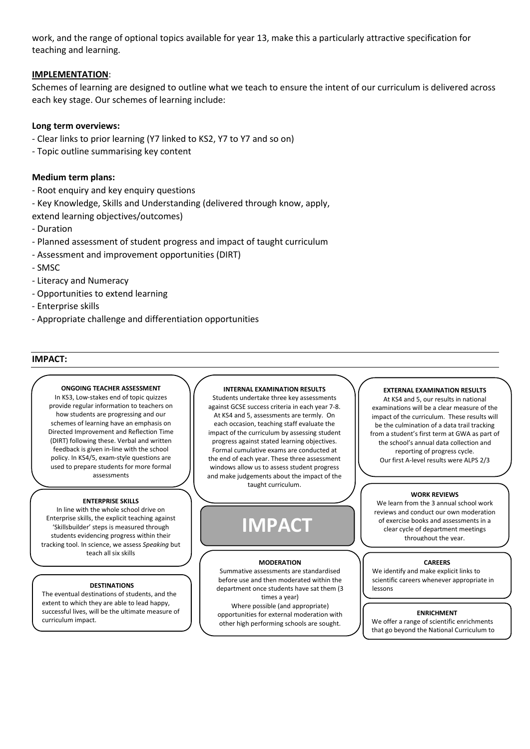work, and the range of optional topics available for year 13, make this a particularly attractive specification for teaching and learning.

**IMPLEMENTATION**:

Schemes of learning are designed to outline what we teach to ensure the intent of our curriculum is delivered across each key stage. Our schemes of learning include:

**Long term overviews:**

- Clear links to prior learning (Y7 linked to KS2, Y7 to Y7 and so on)
- Topic outline summarising key content

**Medium term plans:**

- Root enquiry and key enquiry questions
- Key Knowledge, Skills and Understanding (delivered through know, apply, extend learning objectives/outcomes)
- Duration
- Planned assessment of student progress and impact of taught curriculum
- Assessment and improvement opportunities (DIRT)
- SMSC
- Literacy and Numeracy
- Opportunities to extend learning
- Enterprise skills
- Appropriate challenge and differentiation opportunities

**IMPACT:**

**ONGOING TEACHER ASSESSMENT**

In KS3, Low-stakes end of topic quizzes provide regular information to teachers on how students are progressing and our schemes of learning have an emphasis on Directed Improvement and Reflection Time (DIRT) following these. Verbal and written feedback is given in-line with the school policy. In KS4/5, exam-style questions are used to prepare students for more formal assessments

**ENTERPRISE SKILLS**

In line with the whole school drive on Enterprise skills, the explicit teaching against 'Skillsbuilder' steps is measured through students evidencing progress within their tracking tool. In science, we assess *Speaking* but teach all six skills

**DESTINATIONS**

The eventual destinations of students, and the extent to which they are able to lead happy, successful lives, will be the ultimate measure of curriculum impact.

**INTERNAL EXAMINATION RESULTS**

Students undertake three key assessments against GCSE success criteria in each year 7-8. At KS4 and 5, assessments are termly. On each occasion, teaching staff evaluate the impact of the curriculum by assessing student progress against stated learning objectives. Formal cumulative exams are conducted at the end of each year. These three assessment windows allow us to assess student progress and make judgements about the impact of the taught curriculum.

**IMPACT**

**MODERATION**

Summative assessments are standardised before use and then moderated within the department once students have sat them (3 times a year)
Where possible (and appropriate) opportunities for external moderation with other high performing schools are sought.

**EXTERNAL EXAMINATION RESULTS**

At KS4 and 5, our results in national examinations will be a clear measure of the impact of the curriculum. These results will be the culmination of a data trail tracking from a student's first term at GWA as part of the school's annual data collection and reporting of progress cycle.
Our first A-level results were ALPS 2/3

**WORK REVIEWS**

We learn from the 3 annual school work reviews and conduct our own moderation of exercise books and assessments in a clear cycle of department meetings throughout the year.

**CAREERS**

We identify and make explicit links to scientific careers whenever appropriate in lessons

**ENRICHMENT**

We offer a range of scientific enrichments that go beyond the National Curriculum to